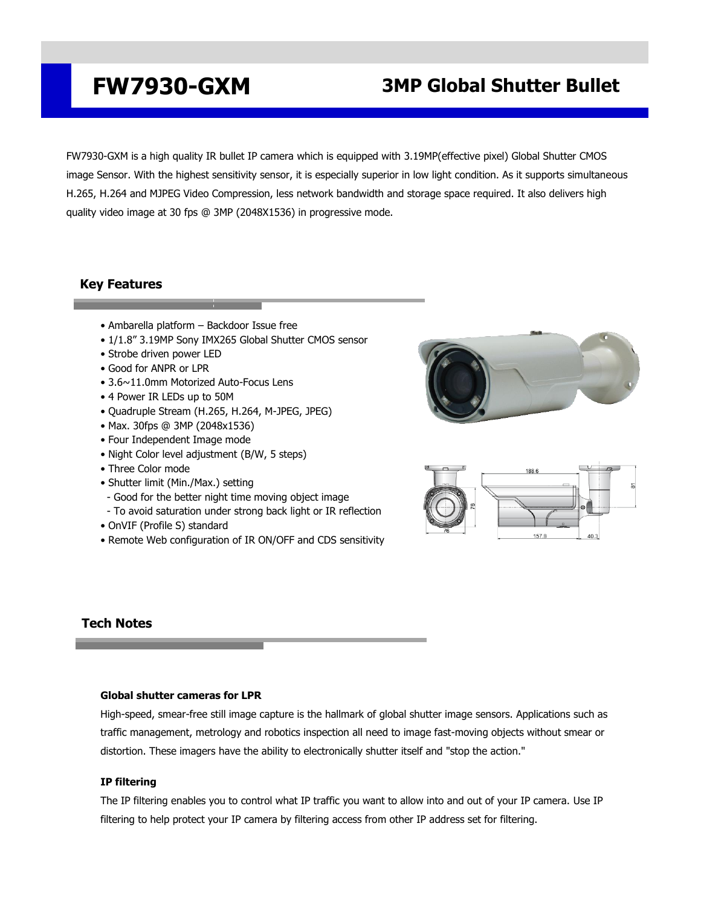# FW7930-GXM

## 3MP Global Shutter Bullet

FW7930-GXM is a high quality IR bullet IP camera which is equipped with 3.19MP(effective pixel) Global Shutter CMOS image Sensor. With the highest sensitivity sensor, it is especially superior in low light condition. As it supports simultaneous H.265, H.264 and MJPEG Video Compression, less network bandwidth and storage space required. It also delivers high quality video image at 30 fps @ 3MP (2048X1536) in progressive mode.

## Key Features

- Ambarella platform – Backdoor Issue free
- 1/1.8" 3.19MP Sony IMX265 Global Shutter CMOS sensor
- Strobe driven power LED
- Good for ANPR or LPR
- 3.6~11.0mm Motorized Auto-Focus Lens
- 4 Power IR LEDs up to 50M
- Quadruple Stream (H.265, H.264, M-JPEG, JPEG)
- Max. 30fps @ 3MP (2048x1536)
- Four Independent Image mode
- Night Color level adjustment (B/W, 5 steps)
- Three Color mode
- Shutter limit (Min./Max.) setting
  - Good for the better night time moving object image
  - To avoid saturation under strong back light or IR reflection
- OnVIF (Profile S) standard
- Remote Web configuration of IR ON/OFF and CDS sensitivity

## Tech Notes

### Global shutter cameras for LPR

High-speed, smear-free still image capture is the hallmark of global shutter image sensors. Applications such as traffic management, metrology and robotics inspection all need to image fast-moving objects without smear or distortion. These imagers have the ability to electronically shutter itself and "stop the action."

### IP filtering

The IP filtering enables you to control what IP traffic you want to allow into and out of your IP camera. Use IP filtering to help protect your IP camera by filtering access from other IP address set for filtering.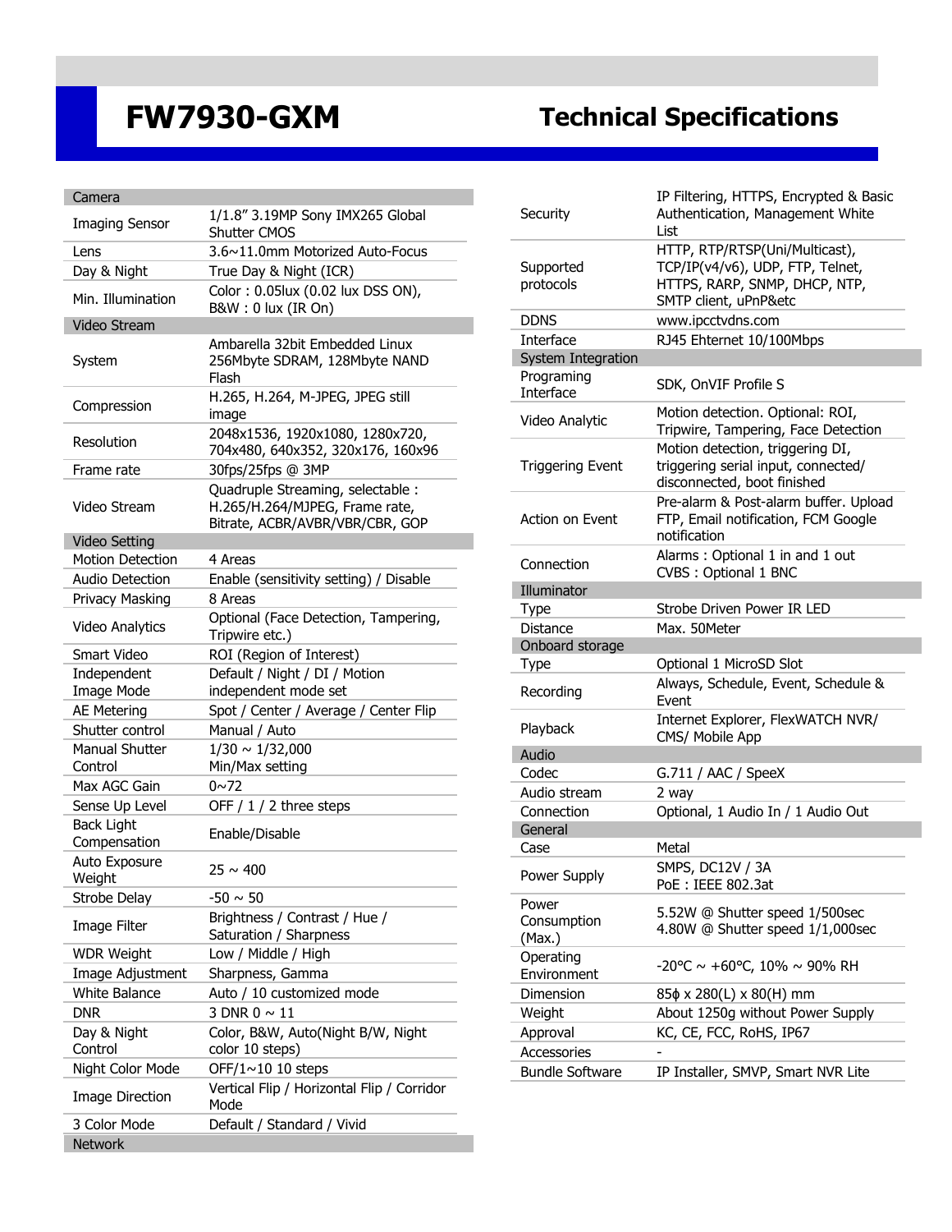# FW7930-GXM Technical Specifications

| | |
|---|---|
| **Camera** | |
| Imaging Sensor | 1/1.8" 3.19MP Sony IMX265 Global Shutter CMOS |
| Lens | 3.6~11.0mm Motorized Auto-Focus |
| Day & Night | True Day & Night (ICR) |
| Min. Illumination | Color : 0.05lux (0.02 lux DSS ON), B&W : 0 lux (IR On) |
| **Video Stream** | |
| System | Ambarella 32bit Embedded Linux 256Mbyte SDRAM, 128Mbyte NAND Flash |
| Compression | H.265, H.264, M-JPEG, JPEG still image |
| Resolution | 2048x1536, 1920x1080, 1280x720, 704x480, 640x352, 320x176, 160x96 |
| Frame rate | 30fps/25fps @ 3MP |
| Video Stream | Quadruple Streaming, selectable : H.265/H.264/MJPEG, Frame rate, Bitrate, ACBR/AVBR/VBR/CBR, GOP |
| **Video Setting** | |
| Motion Detection | 4 Areas |
| Audio Detection | Enable (sensitivity setting) / Disable |
| Privacy Masking | 8 Areas |
| Video Analytics | Optional (Face Detection, Tampering, Tripwire etc.) |
| Smart Video | ROI (Region of Interest) |
| Independent Image Mode | Default / Night / DI / Motion independent mode set |
| AE Metering | Spot / Center / Average / Center Flip |
| Shutter control | Manual / Auto |
| Manual Shutter Control | 1/30 ~ 1/32,000 Min/Max setting |
| Max AGC Gain | 0~72 |
| Sense Up Level | OFF / 1 / 2 three steps |
| Back Light Compensation | Enable/Disable |
| Auto Exposure Weight | 25 ~ 400 |
| Strobe Delay | -50 ~ 50 |
| Image Filter | Brightness / Contrast / Hue / Saturation / Sharpness |
| WDR Weight | Low / Middle / High |
| Image Adjustment | Sharpness, Gamma |
| White Balance | Auto / 10 customized mode |
| DNR | 3 DNR 0 ~ 11 |
| Day & Night Control | Color, B&W, Auto(Night B/W, Night color 10 steps) |
| Night Color Mode | OFF/1~10 10 steps |
| Image Direction | Vertical Flip / Horizontal Flip / Corridor Mode |
| 3 Color Mode | Default / Standard / Vivid |
| **Network** | |
| Security | IP Filtering, HTTPS, Encrypted & Basic Authentication, Management White List |
| Supported protocols | HTTP, RTP/RTSP(Uni/Multicast), TCP/IP(v4/v6), UDP, FTP, Telnet, HTTPS, RARP, SNMP, DHCP, NTP, SMTP client, uPnP&etc |
| DDNS | www.ipcctvdns.com |
| Interface | RJ45 Ehternet 10/100Mbps |
| **System Integration** | |
| Programing Interface | SDK, OnVIF Profile S |
| Video Analytic | Motion detection. Optional: ROI, Tripwire, Tampering, Face Detection |
| Triggering Event | Motion detection, triggering DI, triggering serial input, connected/ disconnected, boot finished |
| Action on Event | Pre-alarm & Post-alarm buffer. Upload FTP, Email notification, FCM Google notification |
| Connection | Alarms : Optional 1 in and 1 out CVBS : Optional 1 BNC |
| **Illuminator** | |
| Type | Strobe Driven Power IR LED |
| Distance | Max. 50Meter |
| **Onboard storage** | |
| Type | Optional 1 MicroSD Slot |
| Recording | Always, Schedule, Event, Schedule & Event |
| Playback | Internet Explorer, FlexWATCH NVR/ CMS/ Mobile App |
| **Audio** | |
| Codec | G.711 / AAC / SpeeX |
| Audio stream | 2 way |
| Connection | Optional, 1 Audio In / 1 Audio Out |
| **General** | |
| Case | Metal |
| Power Supply | SMPS, DC12V / 3A PoE : IEEE 802.3at |
| Power Consumption (Max.) | 5.52W @ Shutter speed 1/500sec 4.80W @ Shutter speed 1/1,000sec |
| Operating Environment | -20°C ~ +60°C, 10% ~ 90% RH |
| Dimension | 85ϕ x 280(L) x 80(H) mm |
| Weight | About 1250g without Power Supply |
| Approval | KC, CE, FCC, RoHS, IP67 |
| Accessories | - |
| Bundle Software | IP Installer, SMVP, Smart NVR Lite |